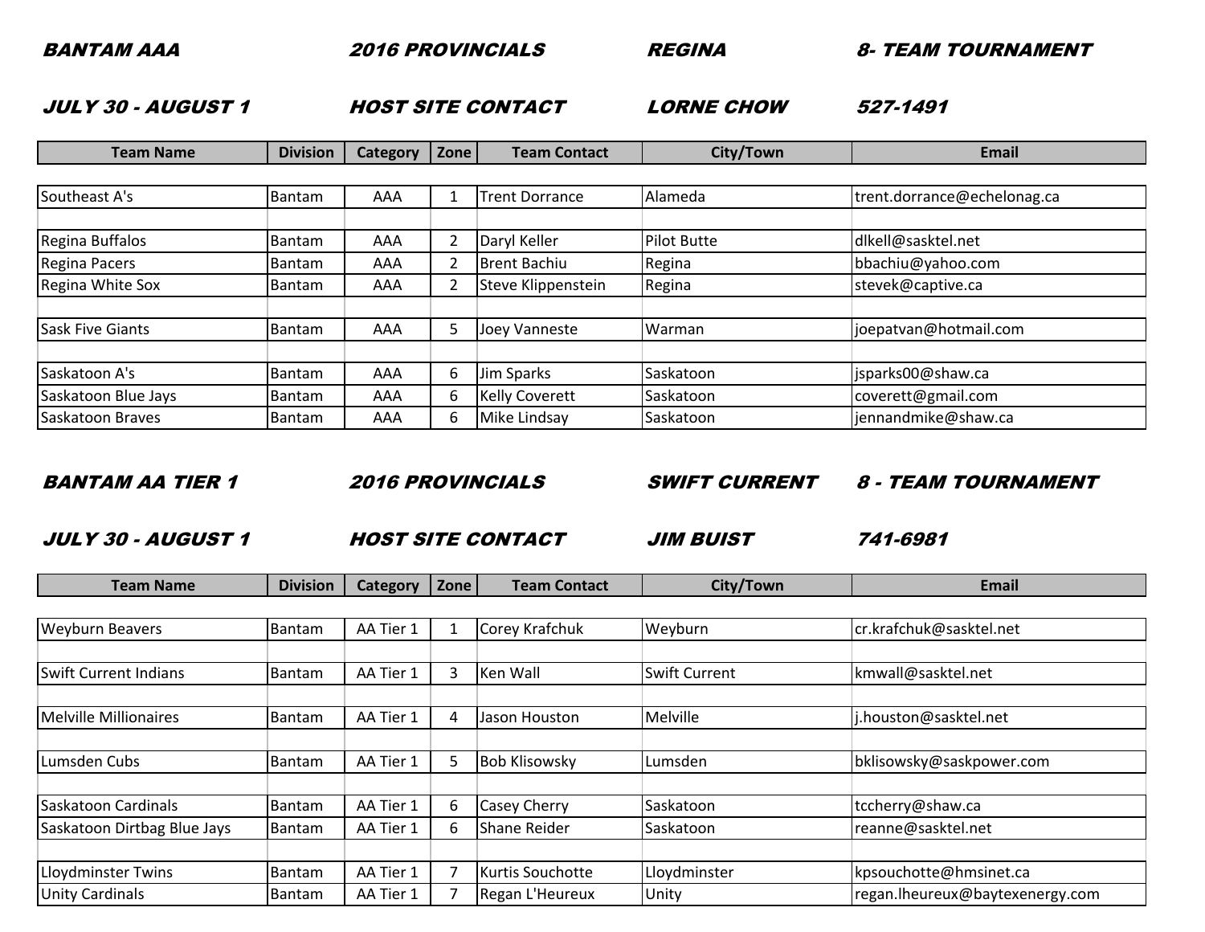***BANTAM AAA*** ***2016 PROVINCIALS*** ***REGINA*** ***8- TEAM TOURNAMENT***

***JULY 30 - AUGUST 1*** ***HOST SITE CONTACT*** ***LORNE CHOW*** ***527-1491***

| Team Name | Division | Category | Zone | Team Contact | City/Town | Email |
|---|---|---|---|---|---|---|
| Southeast A's | Bantam | AAA | 1 | Trent Dorrance | Alameda | trent.dorrance@echelonag.ca |
| | | | | | | |
| Regina Buffalos | Bantam | AAA | 2 | Daryl Keller | Pilot Butte | dlkell@sasktel.net |
| Regina Pacers | Bantam | AAA | 2 | Brent Bachiu | Regina | bbachiu@yahoo.com |
| Regina White Sox | Bantam | AAA | 2 | Steve Klippenstein | Regina | stevek@captive.ca |
| | | | | | | |
| Sask Five Giants | Bantam | AAA | 5 | Joey Vanneste | Warman | joepatvan@hotmail.com |
| | | | | | | |
| Saskatoon A's | Bantam | AAA | 6 | Jim Sparks | Saskatoon | jsparks00@shaw.ca |
| Saskatoon Blue Jays | Bantam | AAA | 6 | Kelly Coverett | Saskatoon | coverett@gmail.com |
| Saskatoon Braves | Bantam | AAA | 6 | Mike Lindsay | Saskatoon | jennandmike@shaw.ca |

***BANTAM AA TIER 1*** ***2016 PROVINCIALS*** ***SWIFT CURRENT*** ***8 - TEAM TOURNAMENT***

***JULY 30 - AUGUST 1*** ***HOST SITE CONTACT*** ***JIM BUIST*** ***741-6981***

| Team Name | Division | Category | Zone | Team Contact | City/Town | Email |
|---|---|---|---|---|---|---|
| Weyburn Beavers | Bantam | AA Tier 1 | 1 | Corey Krafchuk | Weyburn | cr.krafchuk@sasktel.net |
| | | | | | | |
| Swift Current Indians | Bantam | AA Tier 1 | 3 | Ken Wall | Swift Current | kmwall@sasktel.net |
| | | | | | | |
| Melville Millionaires | Bantam | AA Tier 1 | 4 | Jason Houston | Melville | j.houston@sasktel.net |
| | | | | | | |
| Lumsden Cubs | Bantam | AA Tier 1 | 5 | Bob Klisowsky | Lumsden | bklisowsky@saskpower.com |
| | | | | | | |
| Saskatoon Cardinals | Bantam | AA Tier 1 | 6 | Casey Cherry | Saskatoon | tccherry@shaw.ca |
| Saskatoon Dirtbag Blue Jays | Bantam | AA Tier 1 | 6 | Shane Reider | Saskatoon | reanne@sasktel.net |
| | | | | | | |
| Lloydminster Twins | Bantam | AA Tier 1 | 7 | Kurtis Souchotte | Lloydminster | kpsouchotte@hmsinet.ca |
| Unity Cardinals | Bantam | AA Tier 1 | 7 | Regan L'Heureux | Unity | regan.lheureux@baytexenergy.com |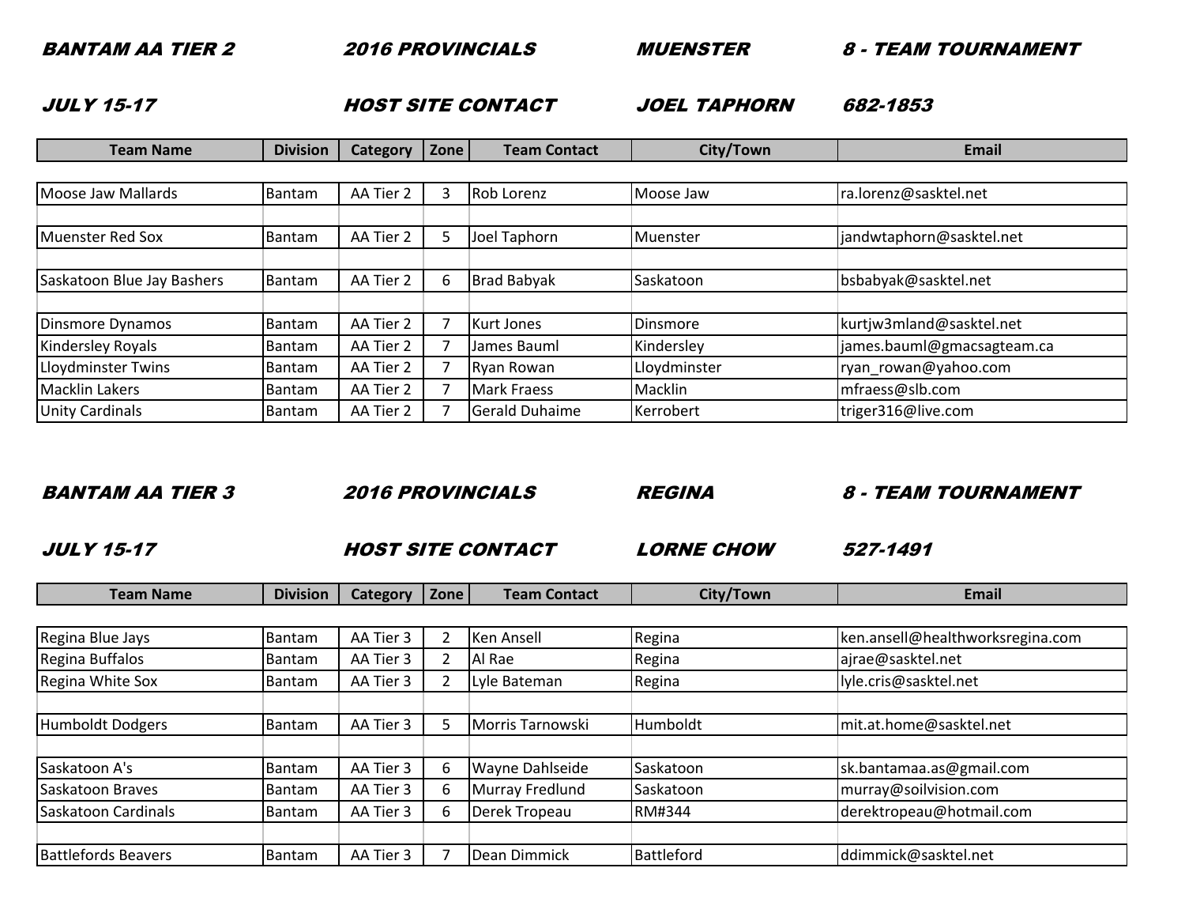**BANTAM AA TIER 2** **2016 PROVINCIALS** **MUENSTER** **8 - TEAM TOURNAMENT**

**JULY 15-17** **HOST SITE CONTACT** **JOEL TAPHORN** **682-1853**

| Team Name | Division | Category | Zone | Team Contact | City/Town | Email |
|---|---|---|---|---|---|---|
| Moose Jaw Mallards | Bantam | AA Tier 2 | 3 | Rob Lorenz | Moose Jaw | ra.lorenz@sasktel.net |
| Muenster Red Sox | Bantam | AA Tier 2 | 5 | Joel Taphorn | Muenster | jandwtaphorn@sasktel.net |
| Saskatoon Blue Jay Bashers | Bantam | AA Tier 2 | 6 | Brad Babyak | Saskatoon | bsbabyak@sasktel.net |
| Dinsmore Dynamos | Bantam | AA Tier 2 | 7 | Kurt Jones | Dinsmore | kurtjw3mland@sasktel.net |
| Kindersley Royals | Bantam | AA Tier 2 | 7 | James Bauml | Kindersley | james.bauml@gmacsagteam.ca |
| Lloydminster Twins | Bantam | AA Tier 2 | 7 | Ryan Rowan | Lloydminster | ryan_rowan@yahoo.com |
| Macklin Lakers | Bantam | AA Tier 2 | 7 | Mark Fraess | Macklin | mfraess@slb.com |
| Unity Cardinals | Bantam | AA Tier 2 | 7 | Gerald Duhaime | Kerrobert | triger316@live.com |

**BANTAM AA TIER 3** **2016 PROVINCIALS** **REGINA** **8 - TEAM TOURNAMENT**

**JULY 15-17** **HOST SITE CONTACT** **LORNE CHOW** **527-1491**

| Team Name | Division | Category | Zone | Team Contact | City/Town | Email |
|---|---|---|---|---|---|---|
| Regina Blue Jays | Bantam | AA Tier 3 | 2 | Ken Ansell | Regina | ken.ansell@healthworksregina.com |
| Regina Buffalos | Bantam | AA Tier 3 | 2 | Al Rae | Regina | ajrae@sasktel.net |
| Regina White Sox | Bantam | AA Tier 3 | 2 | Lyle Bateman | Regina | lyle.cris@sasktel.net |
| Humboldt Dodgers | Bantam | AA Tier 3 | 5 | Morris Tarnowski | Humboldt | mit.at.home@sasktel.net |
| Saskatoon A's | Bantam | AA Tier 3 | 6 | Wayne Dahlseide | Saskatoon | sk.bantamaa.as@gmail.com |
| Saskatoon Braves | Bantam | AA Tier 3 | 6 | Murray Fredlund | Saskatoon | murray@soilvision.com |
| Saskatoon Cardinals | Bantam | AA Tier 3 | 6 | Derek Tropeau | RM#344 | derektropeau@hotmail.com |
| Battlefords Beavers | Bantam | AA Tier 3 | 7 | Dean Dimmick | Battleford | ddimmick@sasktel.net |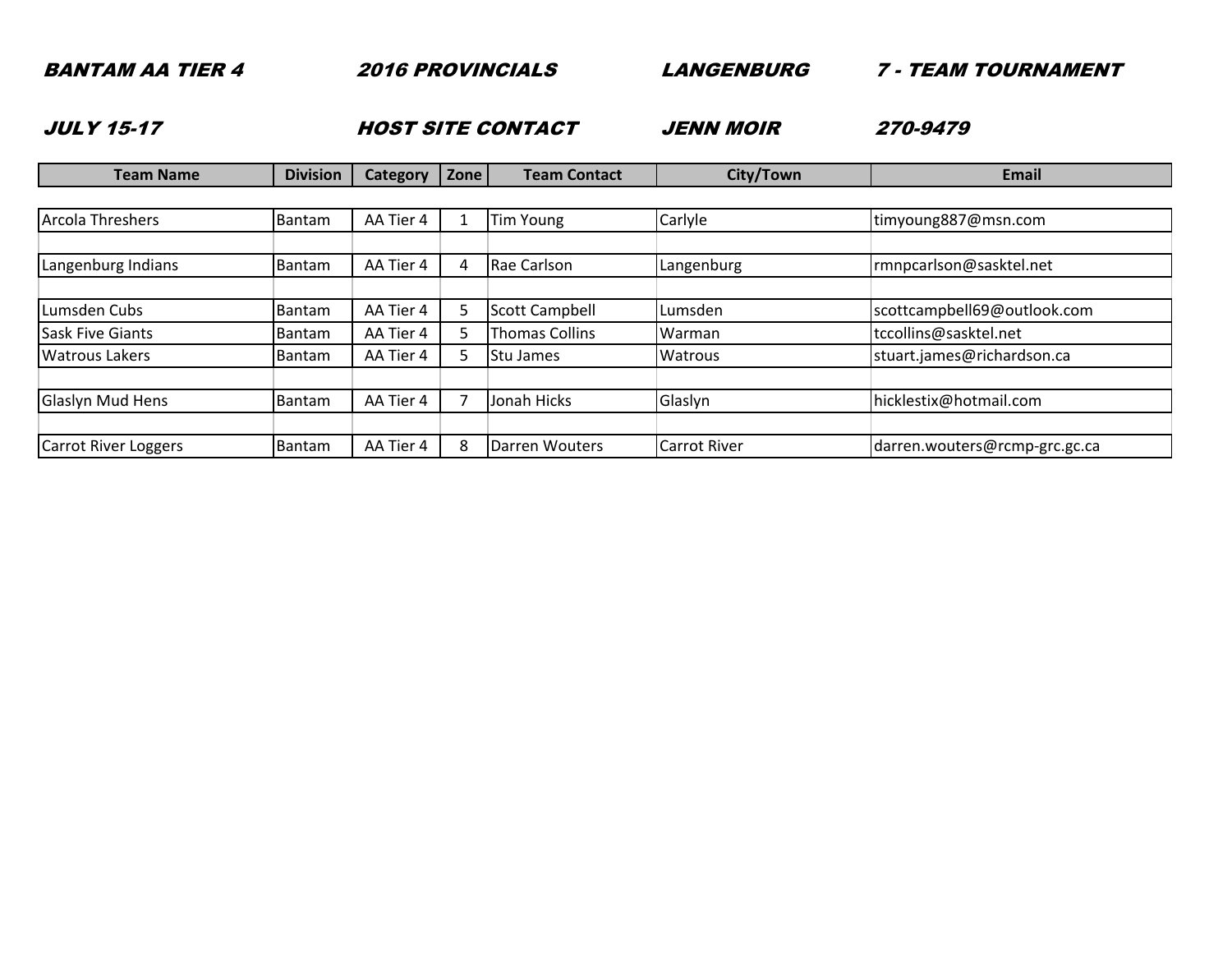***BANTAM AA TIER 4*** ***2016 PROVINCIALS*** ***LANGENBURG*** ***7 - TEAM TOURNAMENT***

***JULY 15-17*** ***HOST SITE CONTACT*** ***JENN MOIR*** ***270-9479***

| Team Name | Division | Category | Zone | Team Contact | City/Town | Email |
|---|---|---|---|---|---|---|
| Arcola Threshers | Bantam | AA Tier 4 | 1 | Tim Young | Carlyle | timyoung887@msn.com |
| Langenburg Indians | Bantam | AA Tier 4 | 4 | Rae Carlson | Langenburg | rmnpcarlson@sasktel.net |
| Lumsden Cubs | Bantam | AA Tier 4 | 5 | Scott Campbell | Lumsden | scottcampbell69@outlook.com |
| Sask Five Giants | Bantam | AA Tier 4 | 5 | Thomas Collins | Warman | tccollins@sasktel.net |
| Watrous Lakers | Bantam | AA Tier 4 | 5 | Stu James | Watrous | stuart.james@richardson.ca |
| Glaslyn Mud Hens | Bantam | AA Tier 4 | 7 | Jonah Hicks | Glaslyn | hicklestix@hotmail.com |
| Carrot River Loggers | Bantam | AA Tier 4 | 8 | Darren Wouters | Carrot River | darren.wouters@rcmp-grc.gc.ca |